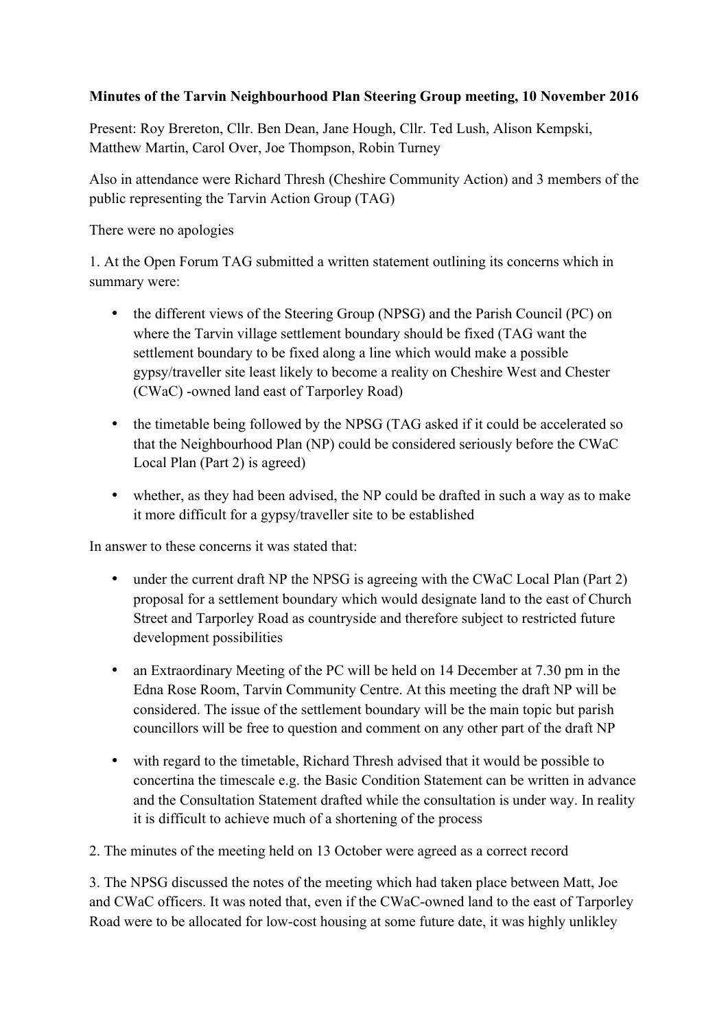**Minutes of the Tarvin Neighbourhood Plan Steering Group meeting, 10 November 2016**

Present: Roy Brereton, Cllr. Ben Dean, Jane Hough, Cllr. Ted Lush, Alison Kempski, Matthew Martin, Carol Over, Joe Thompson, Robin Turney

Also in attendance were Richard Thresh (Cheshire Community Action) and 3 members of the public representing the Tarvin Action Group (TAG)

There were no apologies

1. At the Open Forum TAG submitted a written statement outlining its concerns which in summary were:

- the different views of the Steering Group (NPSG) and the Parish Council (PC) on where the Tarvin village settlement boundary should be fixed (TAG want the settlement boundary to be fixed along a line which would make a possible gypsy/traveller site least likely to become a reality on Cheshire West and Chester (CWaC) -owned land east of Tarporley Road)
- the timetable being followed by the NPSG (TAG asked if it could be accelerated so that the Neighbourhood Plan (NP) could be considered seriously before the CWaC Local Plan (Part 2) is agreed)
- whether, as they had been advised, the NP could be drafted in such a way as to make it more difficult for a gypsy/traveller site to be established

In answer to these concerns it was stated that:

- under the current draft NP the NPSG is agreeing with the CWaC Local Plan (Part 2) proposal for a settlement boundary which would designate land to the east of Church Street and Tarporley Road as countryside and therefore subject to restricted future development possibilities
- an Extraordinary Meeting of the PC will be held on 14 December at 7.30 pm in the Edna Rose Room, Tarvin Community Centre. At this meeting the draft NP will be considered. The issue of the settlement boundary will be the main topic but parish councillors will be free to question and comment on any other part of the draft NP
- with regard to the timetable, Richard Thresh advised that it would be possible to concertina the timescale e.g. the Basic Condition Statement can be written in advance and the Consultation Statement drafted while the consultation is under way. In reality it is difficult to achieve much of a shortening of the process

2. The minutes of the meeting held on 13 October were agreed as a correct record

3. The NPSG discussed the notes of the meeting which had taken place between Matt, Joe and CWaC officers. It was noted that, even if the CWaC-owned land to the east of Tarporley Road were to be allocated for low-cost housing at some future date, it was highly unlikley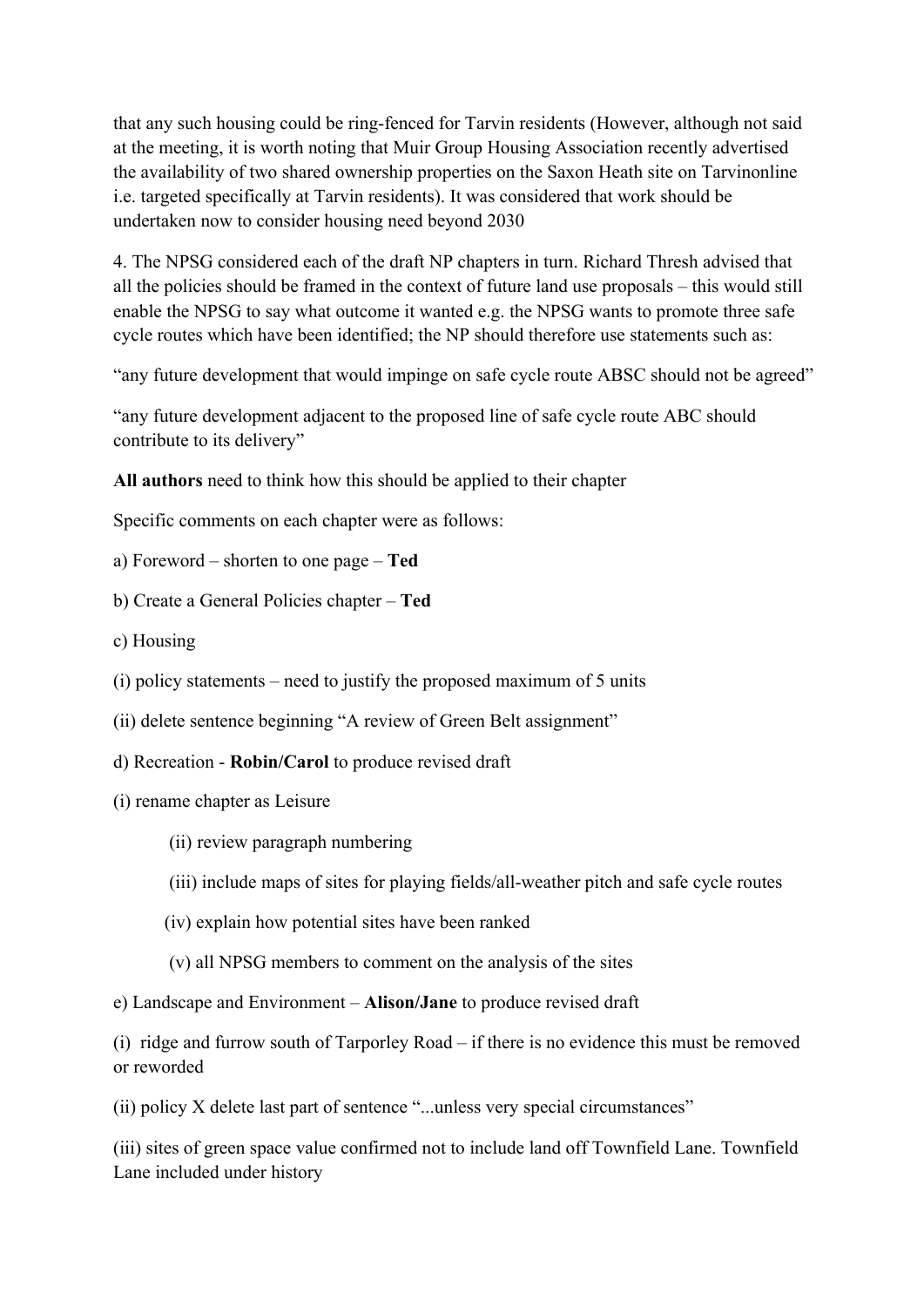that any such housing could be ring-fenced for Tarvin residents (However, although not said at the meeting, it is worth noting that Muir Group Housing Association recently advertised the availability of two shared ownership properties on the Saxon Heath site on Tarvinonline i.e. targeted specifically at Tarvin residents). It was considered that work should be undertaken now to consider housing need beyond 2030

4. The NPSG considered each of the draft NP chapters in turn. Richard Thresh advised that all the policies should be framed in the context of future land use proposals – this would still enable the NPSG to say what outcome it wanted e.g. the NPSG wants to promote three safe cycle routes which have been identified; the NP should therefore use statements such as:

"any future development that would impinge on safe cycle route ABSC should not be agreed"

"any future development adjacent to the proposed line of safe cycle route ABC should contribute to its delivery"

**All authors** need to think how this should be applied to their chapter

Specific comments on each chapter were as follows:

a) Foreword – shorten to one page – **Ted**

b) Create a General Policies chapter – **Ted**

c) Housing

(i) policy statements – need to justify the proposed maximum of 5 units

(ii) delete sentence beginning "A review of Green Belt assignment"

d) Recreation - **Robin/Carol** to produce revised draft

(i) rename chapter as Leisure

(ii) review paragraph numbering

(iii) include maps of sites for playing fields/all-weather pitch and safe cycle routes

(iv) explain how potential sites have been ranked

(v) all NPSG members to comment on the analysis of the sites

e) Landscape and Environment – **Alison/Jane** to produce revised draft

(i) ridge and furrow south of Tarporley Road – if there is no evidence this must be removed or reworded

(ii) policy X delete last part of sentence "...unless very special circumstances"

(iii) sites of green space value confirmed not to include land off Townfield Lane. Townfield Lane included under history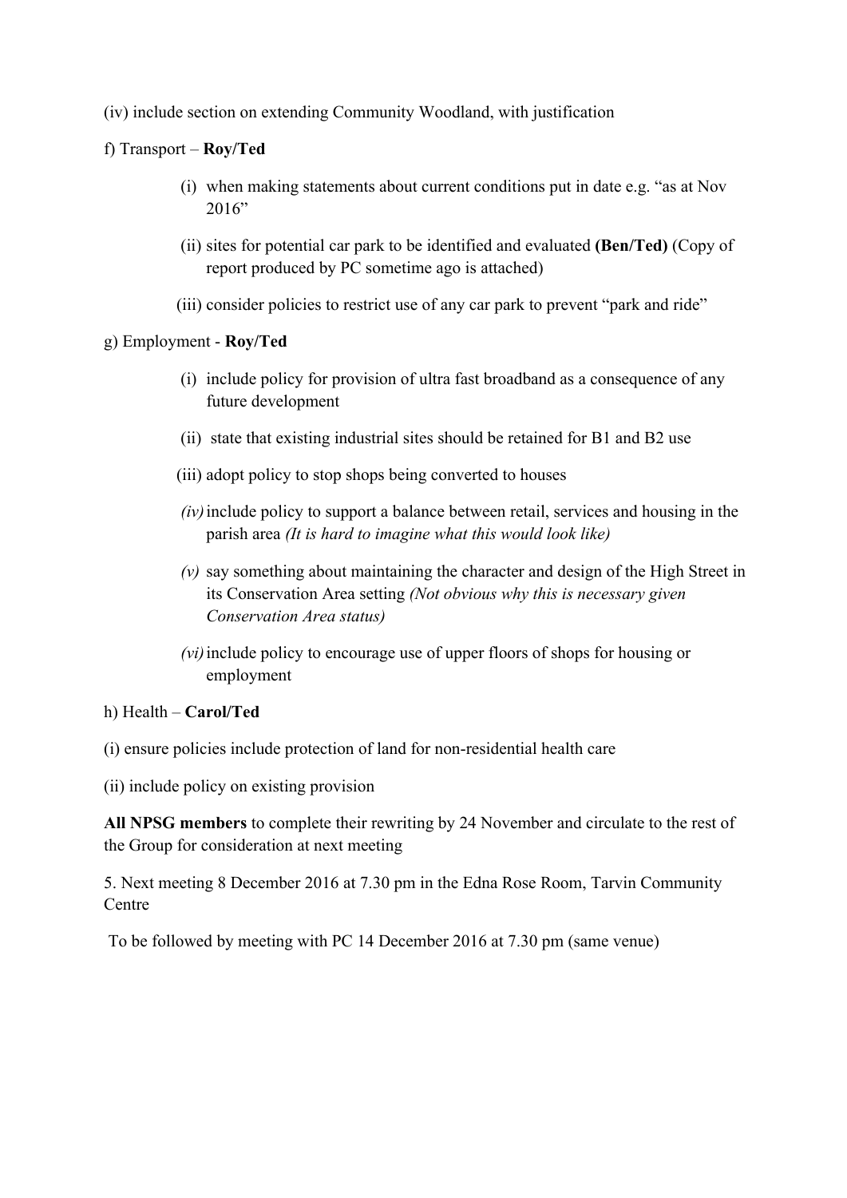(iv) include section on extending Community Woodland, with justification

f) Transport – **Roy/Ted**

- (i) when making statements about current conditions put in date e.g. "as at Nov 2016"
- (ii) sites for potential car park to be identified and evaluated **(Ben/Ted)** (Copy of report produced by PC sometime ago is attached)
- (iii) consider policies to restrict use of any car park to prevent "park and ride"

g) Employment - **Roy/Ted**

- (i) include policy for provision of ultra fast broadband as a consequence of any future development
- (ii) state that existing industrial sites should be retained for B1 and B2 use
- (iii) adopt policy to stop shops being converted to houses
- *(iv)* include policy to support a balance between retail, services and housing in the parish area *(It is hard to imagine what this would look like)*
- *(v)* say something about maintaining the character and design of the High Street in its Conservation Area setting *(Not obvious why this is necessary given Conservation Area status)*
- *(vi)* include policy to encourage use of upper floors of shops for housing or employment

h) Health – **Carol/Ted**

(i) ensure policies include protection of land for non-residential health care

(ii) include policy on existing provision

**All NPSG members** to complete their rewriting by 24 November and circulate to the rest of the Group for consideration at next meeting

5. Next meeting 8 December 2016 at 7.30 pm in the Edna Rose Room, Tarvin Community Centre

To be followed by meeting with PC 14 December 2016 at 7.30 pm (same venue)